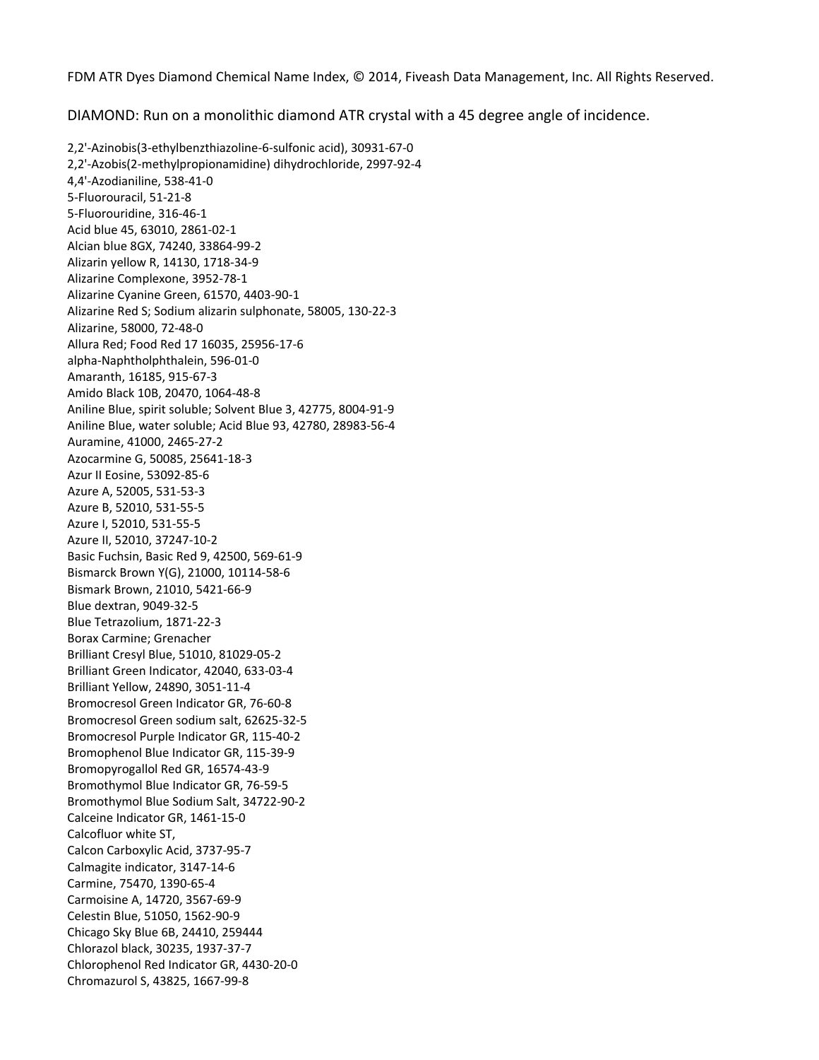FDM ATR Dyes Diamond Chemical Name Index, © 2014, Fiveash Data Management, Inc. All Rights Reserved.

DIAMOND: Run on a monolithic diamond ATR crystal with a 45 degree angle of incidence.

2,2'-Azinobis(3-ethylbenzthiazoline-6-sulfonic acid), 30931-67-0
2,2'-Azobis(2-methylpropionamidine) dihydrochloride, 2997-92-4
4,4'-Azodianiline, 538-41-0
5-Fluorouracil, 51-21-8
5-Fluorouridine, 316-46-1
Acid blue 45, 63010, 2861-02-1
Alcian blue 8GX, 74240, 33864-99-2
Alizarin yellow R, 14130, 1718-34-9
Alizarine Complexone, 3952-78-1
Alizarine Cyanine Green, 61570, 4403-90-1
Alizarine Red S; Sodium alizarin sulphonate, 58005, 130-22-3
Alizarine, 58000, 72-48-0
Allura Red; Food Red 17 16035, 25956-17-6
alpha-Naphtholphthalein, 596-01-0
Amaranth, 16185, 915-67-3
Amido Black 10B, 20470, 1064-48-8
Aniline Blue, spirit soluble; Solvent Blue 3, 42775, 8004-91-9
Aniline Blue, water soluble; Acid Blue 93, 42780, 28983-56-4
Auramine, 41000, 2465-27-2
Azocarmine G, 50085, 25641-18-3
Azur II Eosine, 53092-85-6
Azure A, 52005, 531-53-3
Azure B, 52010, 531-55-5
Azure I, 52010, 531-55-5
Azure II, 52010, 37247-10-2
Basic Fuchsin, Basic Red 9, 42500, 569-61-9
Bismarck Brown Y(G), 21000, 10114-58-6
Bismark Brown, 21010, 5421-66-9
Blue dextran, 9049-32-5
Blue Tetrazolium, 1871-22-3
Borax Carmine; Grenacher
Brilliant Cresyl Blue, 51010, 81029-05-2
Brilliant Green Indicator, 42040, 633-03-4
Brilliant Yellow, 24890, 3051-11-4
Bromocresol Green Indicator GR, 76-60-8
Bromocresol Green sodium salt, 62625-32-5
Bromocresol Purple Indicator GR, 115-40-2
Bromophenol Blue Indicator GR, 115-39-9
Bromopyrogallol Red GR, 16574-43-9
Bromothymol Blue Indicator GR, 76-59-5
Bromothymol Blue Sodium Salt, 34722-90-2
Calceine Indicator GR, 1461-15-0
Calcofluor white ST,
Calcon Carboxylic Acid, 3737-95-7
Calmagite indicator, 3147-14-6
Carmine, 75470, 1390-65-4
Carmoisine A, 14720, 3567-69-9
Celestin Blue, 51050, 1562-90-9
Chicago Sky Blue 6B, 24410, 259444
Chlorazol black, 30235, 1937-37-7
Chlorophenol Red Indicator GR, 4430-20-0
Chromazurol S, 43825, 1667-99-8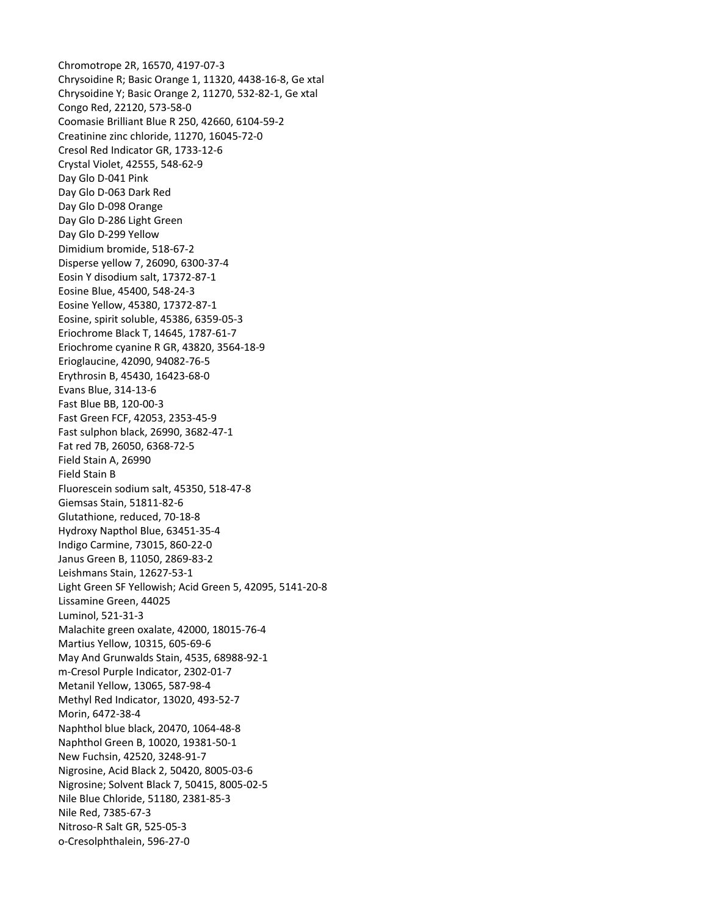Chromotrope 2R, 16570, 4197-07-3
Chrysoidine R; Basic Orange 1, 11320, 4438-16-8, Ge xtal
Chrysoidine Y; Basic Orange 2, 11270, 532-82-1, Ge xtal
Congo Red, 22120, 573-58-0
Coomasie Brilliant Blue R 250, 42660, 6104-59-2
Creatinine zinc chloride, 11270, 16045-72-0
Cresol Red Indicator GR, 1733-12-6
Crystal Violet, 42555, 548-62-9
Day Glo D-041 Pink
Day Glo D-063 Dark Red
Day Glo D-098 Orange
Day Glo D-286 Light Green
Day Glo D-299 Yellow
Dimidium bromide, 518-67-2
Disperse yellow 7, 26090, 6300-37-4
Eosin Y disodium salt, 17372-87-1
Eosine Blue, 45400, 548-24-3
Eosine Yellow, 45380, 17372-87-1
Eosine, spirit soluble, 45386, 6359-05-3
Eriochrome Black T, 14645, 1787-61-7
Eriochrome cyanine R GR, 43820, 3564-18-9
Erioglaucine, 42090, 94082-76-5
Erythrosin B, 45430, 16423-68-0
Evans Blue, 314-13-6
Fast Blue BB, 120-00-3
Fast Green FCF, 42053, 2353-45-9
Fast sulphon black, 26990, 3682-47-1
Fat red 7B, 26050, 6368-72-5
Field Stain A, 26990
Field Stain B
Fluorescein sodium salt, 45350, 518-47-8
Giemsas Stain, 51811-82-6
Glutathione, reduced, 70-18-8
Hydroxy Napthol Blue, 63451-35-4
Indigo Carmine, 73015, 860-22-0
Janus Green B, 11050, 2869-83-2
Leishmans Stain, 12627-53-1
Light Green SF Yellowish; Acid Green 5, 42095, 5141-20-8
Lissamine Green, 44025
Luminol, 521-31-3
Malachite green oxalate, 42000, 18015-76-4
Martius Yellow, 10315, 605-69-6
May And Grunwalds Stain, 4535, 68988-92-1
m-Cresol Purple Indicator, 2302-01-7
Metanil Yellow, 13065, 587-98-4
Methyl Red Indicator, 13020, 493-52-7
Morin, 6472-38-4
Naphthol blue black, 20470, 1064-48-8
Naphthol Green B, 10020, 19381-50-1
New Fuchsin, 42520, 3248-91-7
Nigrosine, Acid Black 2, 50420, 8005-03-6
Nigrosine; Solvent Black 7, 50415, 8005-02-5
Nile Blue Chloride, 51180, 2381-85-3
Nile Red, 7385-67-3
Nitroso-R Salt GR, 525-05-3
o-Cresolphthalein, 596-27-0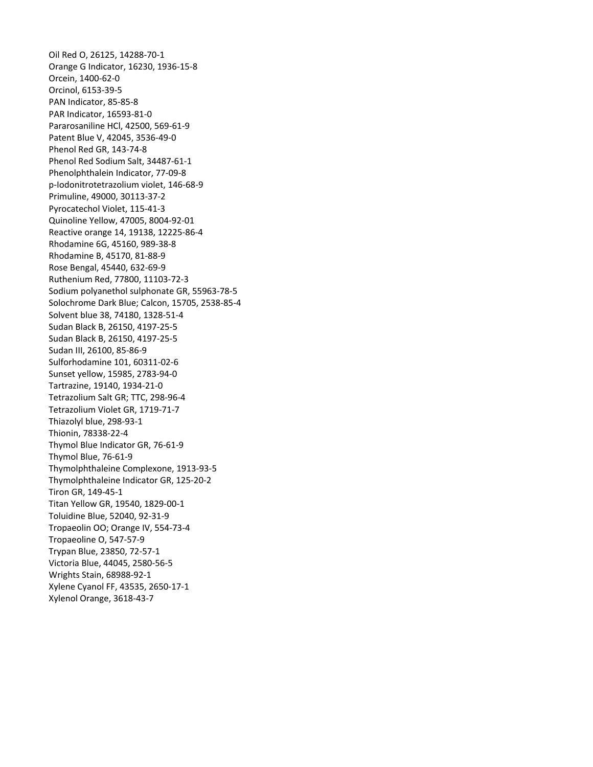Oil Red O, 26125, 14288-70-1
Orange G Indicator, 16230, 1936-15-8
Orcein, 1400-62-0
Orcinol, 6153-39-5
PAN Indicator, 85-85-8
PAR Indicator, 16593-81-0
Pararosaniline HCl, 42500, 569-61-9
Patent Blue V, 42045, 3536-49-0
Phenol Red GR, 143-74-8
Phenol Red Sodium Salt, 34487-61-1
Phenolphthalein Indicator, 77-09-8
p-Iodonitrotetrazolium violet, 146-68-9
Primuline, 49000, 30113-37-2
Pyrocatechol Violet, 115-41-3
Quinoline Yellow, 47005, 8004-92-01
Reactive orange 14, 19138, 12225-86-4
Rhodamine 6G, 45160, 989-38-8
Rhodamine B, 45170, 81-88-9
Rose Bengal, 45440, 632-69-9
Ruthenium Red, 77800, 11103-72-3
Sodium polyanethol sulphonate GR, 55963-78-5
Solochrome Dark Blue; Calcon, 15705, 2538-85-4
Solvent blue 38, 74180, 1328-51-4
Sudan Black B, 26150, 4197-25-5
Sudan Black B, 26150, 4197-25-5
Sudan III, 26100, 85-86-9
Sulforhodamine 101, 60311-02-6
Sunset yellow, 15985, 2783-94-0
Tartrazine, 19140, 1934-21-0
Tetrazolium Salt GR; TTC, 298-96-4
Tetrazolium Violet GR, 1719-71-7
Thiazolyl blue, 298-93-1
Thionin, 78338-22-4
Thymol Blue Indicator GR, 76-61-9
Thymol Blue, 76-61-9
Thymolphthaleine Complexone, 1913-93-5
Thymolphthaleine Indicator GR, 125-20-2
Tiron GR, 149-45-1
Titan Yellow GR, 19540, 1829-00-1
Toluidine Blue, 52040, 92-31-9
Tropaeolin OO; Orange IV, 554-73-4
Tropaeoline O, 547-57-9
Trypan Blue, 23850, 72-57-1
Victoria Blue, 44045, 2580-56-5
Wrights Stain, 68988-92-1
Xylene Cyanol FF, 43535, 2650-17-1
Xylenol Orange, 3618-43-7